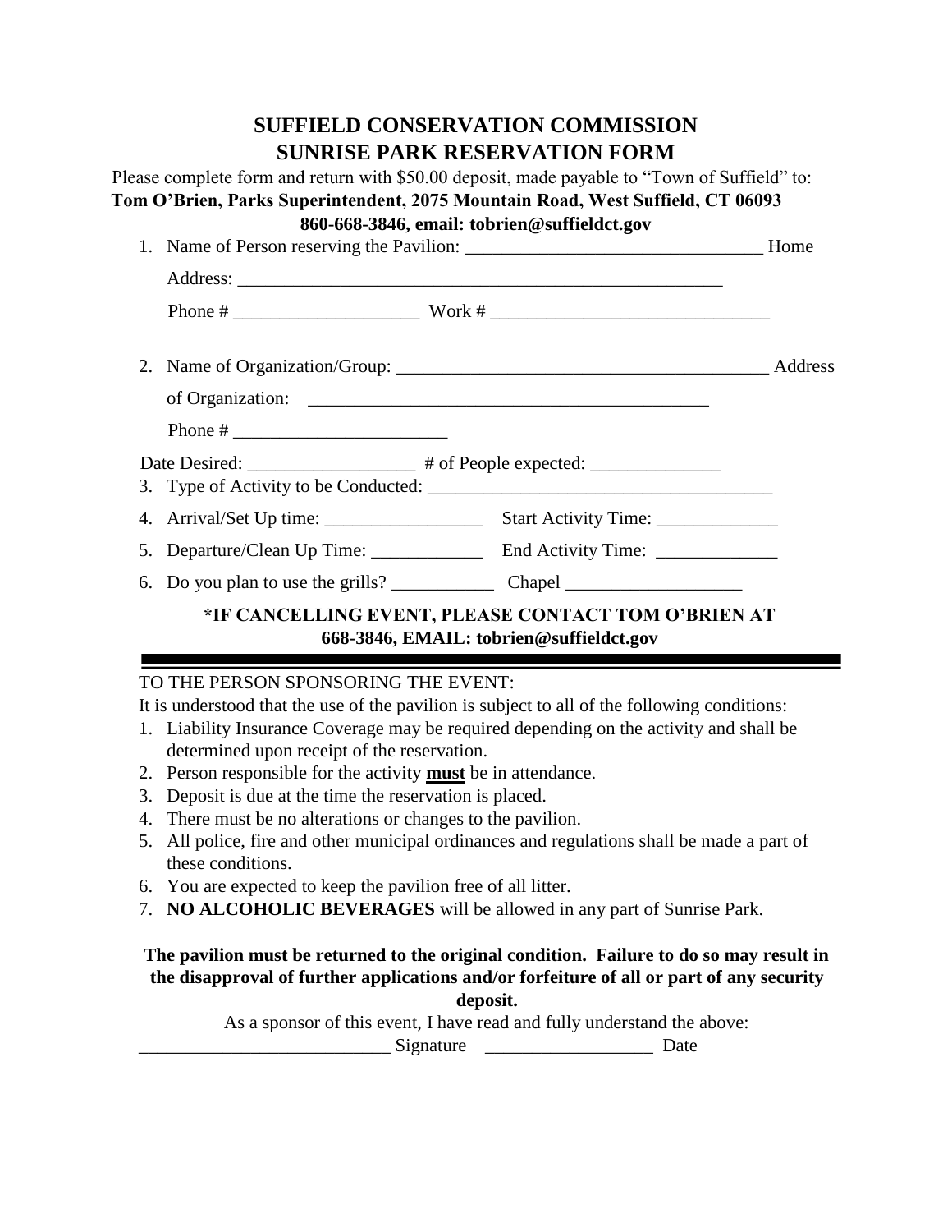# SUFFIELD CONSERVATION COMMISSION
# SUNRISE PARK RESERVATION FORM

Please complete form and return with $50.00 deposit, made payable to "Town of Suffield" to:

**Tom O'Brien, Parks Superintendent, 2075 Mountain Road, West Suffield, CT 06093**
**860-668-3846, email: tobrien@suffieldct.gov**

1. Name of Person reserving the Pavilion: ________________________________ Home Address: ______________________________________________________
   Phone # ____________________ Work # ______________________________

2. Name of Organization/Group: ________________________________________ Address of Organization: ____________________________________________
   Phone # ________________________

Date Desired: __________________ # of People expected: ______________

3. Type of Activity to be Conducted: ______________________________________
4. Arrival/Set Up time: _________________ Start Activity Time: _____________
5. Departure/Clean Up Time: ____________ End Activity Time: _____________
6. Do you plan to use the grills? ___________ Chapel ___________________

**\*IF CANCELLING EVENT, PLEASE CONTACT TOM O'BRIEN AT 668-3846, EMAIL: tobrien@suffieldct.gov**

---

TO THE PERSON SPONSORING THE EVENT:

It is understood that the use of the pavilion is subject to all of the following conditions:

1. Liability Insurance Coverage may be required depending on the activity and shall be determined upon receipt of the reservation.
2. Person responsible for the activity **must** be in attendance.
3. Deposit is due at the time the reservation is placed.
4. There must be no alterations or changes to the pavilion.
5. All police, fire and other municipal ordinances and regulations shall be made a part of these conditions.
6. You are expected to keep the pavilion free of all litter.
7. **NO ALCOHOLIC BEVERAGES** will be allowed in any part of Sunrise Park.

**The pavilion must be returned to the original condition. Failure to do so may result in the disapproval of further applications and/or forfeiture of all or part of any security deposit.**

As a sponsor of this event, I have read and fully understand the above:

___________________________ Signature __________________ Date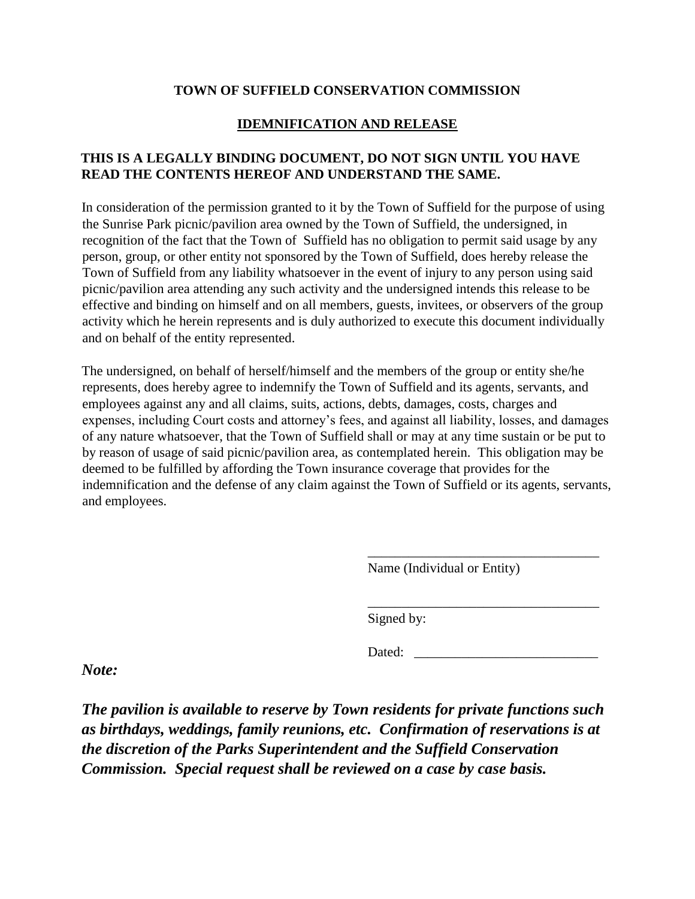**TOWN OF SUFFIELD CONSERVATION COMMISSION**

**IDEMNIFICATION AND RELEASE**

**THIS IS A LEGALLY BINDING DOCUMENT, DO NOT SIGN UNTIL YOU HAVE READ THE CONTENTS HEREOF AND UNDERSTAND THE SAME.**

In consideration of the permission granted to it by the Town of Suffield for the purpose of using the Sunrise Park picnic/pavilion area owned by the Town of Suffield, the undersigned, in recognition of the fact that the Town of Suffield has no obligation to permit said usage by any person, group, or other entity not sponsored by the Town of Suffield, does hereby release the Town of Suffield from any liability whatsoever in the event of injury to any person using said picnic/pavilion area attending any such activity and the undersigned intends this release to be effective and binding on himself and on all members, guests, invitees, or observers of the group activity which he herein represents and is duly authorized to execute this document individually and on behalf of the entity represented.

The undersigned, on behalf of herself/himself and the members of the group or entity she/he represents, does hereby agree to indemnify the Town of Suffield and its agents, servants, and employees against any and all claims, suits, actions, debts, damages, costs, charges and expenses, including Court costs and attorney's fees, and against all liability, losses, and damages of any nature whatsoever, that the Town of Suffield shall or may at any time sustain or be put to by reason of usage of said picnic/pavilion area, as contemplated herein. This obligation may be deemed to be fulfilled by affording the Town insurance coverage that provides for the indemnification and the defense of any claim against the Town of Suffield or its agents, servants, and employees.

___________________________________
Name (Individual or Entity)

___________________________________
Signed by:

Dated: ___________________________

***Note:***

***The pavilion is available to reserve by Town residents for private functions such as birthdays, weddings, family reunions, etc. Confirmation of reservations is at the discretion of the Parks Superintendent and the Suffield Conservation Commission. Special request shall be reviewed on a case by case basis.***